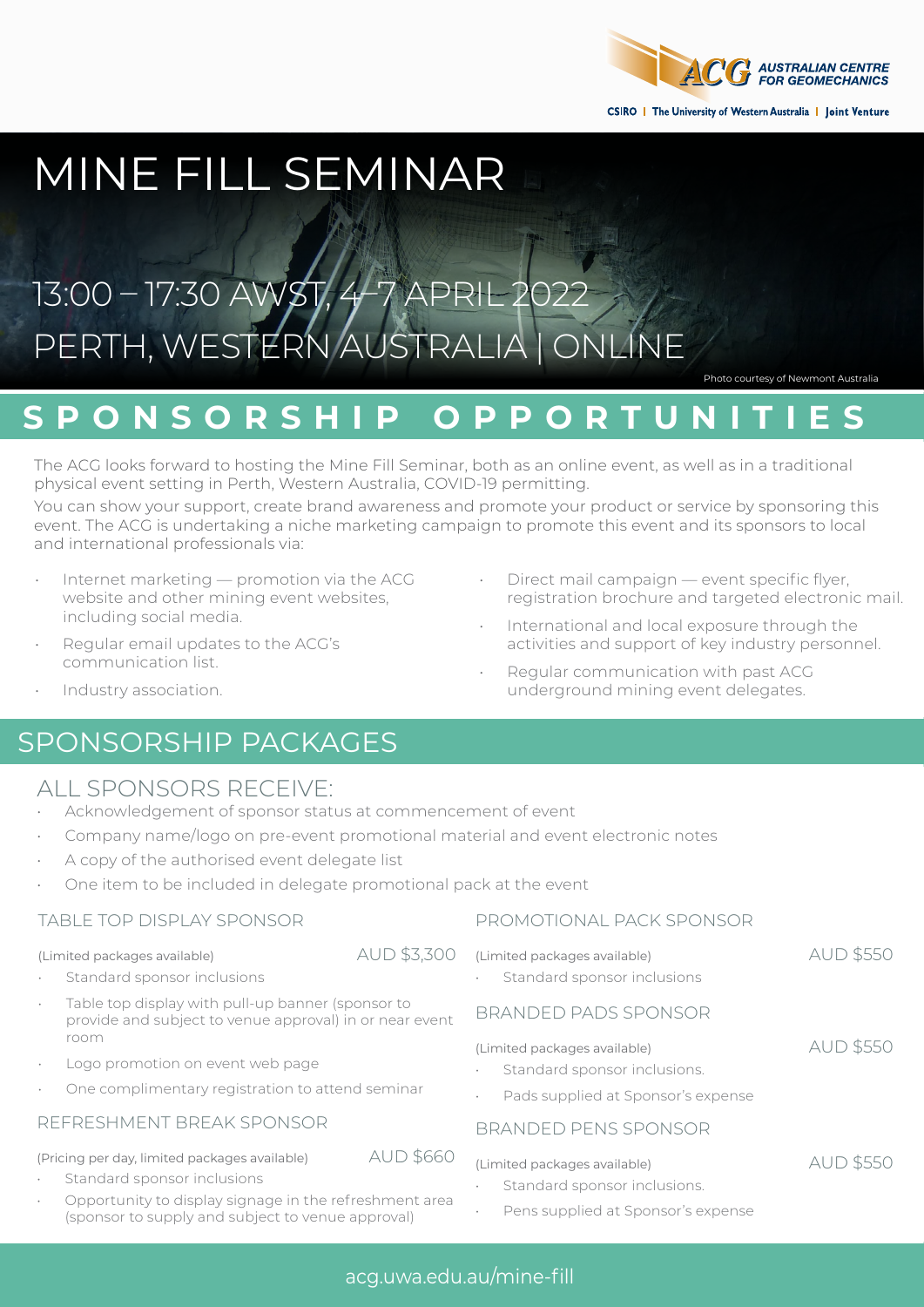AUSTRALIAN CENTRE FOR GEOMECHANICS

CSIRO | The University of Western Australia | Joint Venture

# MINE FILL SEMINAR

## 13:00 – 17:30 AWST, 4–7 APRIL 2022
## PERTH, WESTERN AUSTRALIA | ONLINE

Photo courtesy of Newmont Australia

# SPONSORSHIP OPPORTUNITIES

The ACG looks forward to hosting the Mine Fill Seminar, both as an online event, as well as in a traditional physical event setting in Perth, Western Australia, COVID-19 permitting.

You can show your support, create brand awareness and promote your product or service by sponsoring this event. The ACG is undertaking a niche marketing campaign to promote this event and its sponsors to local and international professionals via:

- Internet marketing — promotion via the ACG website and other mining event websites, including social media.
- Regular email updates to the ACG's communication list.
- Industry association.
- Direct mail campaign — event specific flyer, registration brochure and targeted electronic mail.
- International and local exposure through the activities and support of key industry personnel.
- Regular communication with past ACG underground mining event delegates.

## SPONSORSHIP PACKAGES

### ALL SPONSORS RECEIVE:

- Acknowledgement of sponsor status at commencement of event
- Company name/logo on pre-event promotional material and event electronic notes
- A copy of the authorised event delegate list
- One item to be included in delegate promotional pack at the event

### TABLE TOP DISPLAY SPONSOR

(Limited packages available) AUD $3,300

- Standard sponsor inclusions
- Table top display with pull-up banner (sponsor to provide and subject to venue approval) in or near event room
- Logo promotion on event web page
- One complimentary registration to attend seminar

### REFRESHMENT BREAK SPONSOR

(Pricing per day, limited packages available) AUD $660

- Standard sponsor inclusions
- Opportunity to display signage in the refreshment area (sponsor to supply and subject to venue approval)

### PROMOTIONAL PACK SPONSOR

(Limited packages available) AUD $550

- Standard sponsor inclusions

### BRANDED PADS SPONSOR

(Limited packages available) AUD $550

- Standard sponsor inclusions.
- Pads supplied at Sponsor's expense

### BRANDED PENS SPONSOR

(Limited packages available) AUD $550

- Standard sponsor inclusions.
- Pens supplied at Sponsor's expense

acg.uwa.edu.au/mine-fill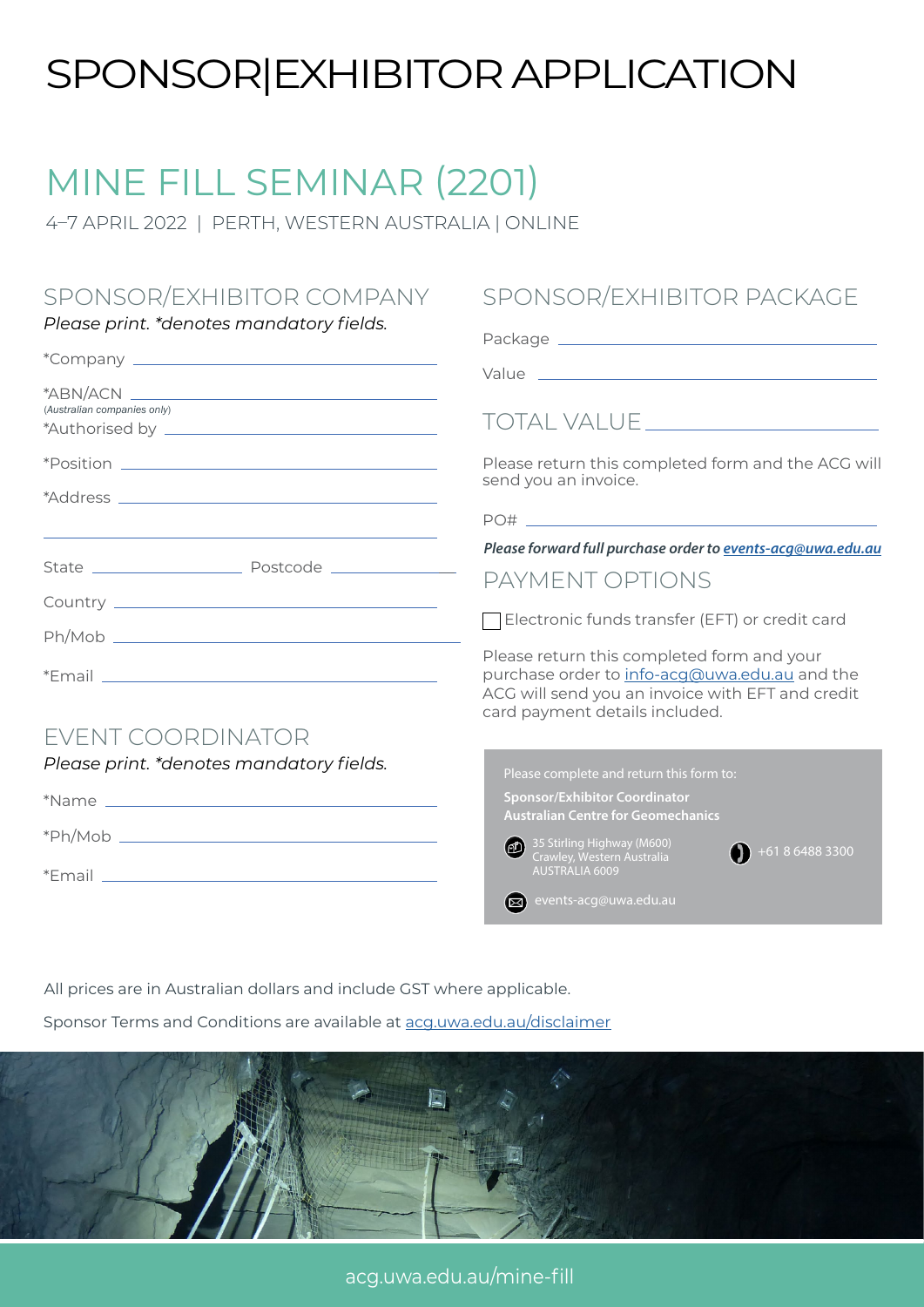# SPONSOR|EXHIBITOR APPLICATION

## MINE FILL SEMINAR (2201)

4–7 APRIL 2022 | PERTH, WESTERN AUSTRALIA | ONLINE

## SPONSOR/EXHIBITOR COMPANY

*Please print. *denotes mandatory fields.*

*Company \_\_\_\_\_\_\_\_\_\_\_\_\_\_\_\_\_\_\_\_\_\_\_\_

*ABN/ACN \_\_\_\_\_\_\_\_\_\_\_\_\_\_\_\_\_\_\_\_\_\_\_\_
(Australian companies only)

*Authorised by \_\_\_\_\_\_\_\_\_\_\_\_\_\_\_\_\_\_\_\_\_\_\_\_

*Position \_\_\_\_\_\_\_\_\_\_\_\_\_\_\_\_\_\_\_\_\_\_\_\_

*Address \_\_\_\_\_\_\_\_\_\_\_\_\_\_\_\_\_\_\_\_\_\_\_\_

\_\_\_\_\_\_\_\_\_\_\_\_\_\_\_\_\_\_\_\_\_\_\_\_

State \_\_\_\_\_\_\_\_\_\_\_\_ Postcode \_\_\_\_\_\_\_\_\_\_\_\_

Country \_\_\_\_\_\_\_\_\_\_\_\_\_\_\_\_\_\_\_\_\_\_\_\_

Ph/Mob \_\_\_\_\_\_\_\_\_\_\_\_\_\_\_\_\_\_\_\_\_\_\_\_

*Email \_\_\_\_\_\_\_\_\_\_\_\_\_\_\_\_\_\_\_\_\_\_\_\_

## EVENT COORDINATOR

*Please print. *denotes mandatory fields.*

*Name \_\_\_\_\_\_\_\_\_\_\_\_\_\_\_\_\_\_\_\_\_\_\_\_

*Ph/Mob \_\_\_\_\_\_\_\_\_\_\_\_\_\_\_\_\_\_\_\_\_\_\_\_

*Email \_\_\_\_\_\_\_\_\_\_\_\_\_\_\_\_\_\_\_\_\_\_\_\_

## SPONSOR/EXHIBITOR PACKAGE

Package \_\_\_\_\_\_\_\_\_\_\_\_\_\_\_\_\_\_\_\_\_\_\_\_

Value \_\_\_\_\_\_\_\_\_\_\_\_\_\_\_\_\_\_\_\_\_\_\_\_

## TOTAL VALUE \_\_\_\_\_\_\_\_\_\_\_\_\_\_\_\_\_\_\_\_\_\_\_\_

Please return this completed form and the ACG will send you an invoice.

PO# \_\_\_\_\_\_\_\_\_\_\_\_\_\_\_\_\_\_\_\_\_\_\_\_

***Please forward full purchase order to events-acg@uwa.edu.au***

## PAYMENT OPTIONS

☐ Electronic funds transfer (EFT) or credit card

Please return this completed form and your purchase order to info-acg@uwa.edu.au and the ACG will send you an invoice with EFT and credit card payment details included.

Please complete and return this form to:

**Sponsor/Exhibitor Coordinator**
**Australian Centre for Geomechanics**

35 Stirling Highway (M600)
Crawley, Western Australia
AUSTRALIA 6009

+61 8 6488 3300

events-acg@uwa.edu.au

All prices are in Australian dollars and include GST where applicable.

Sponsor Terms and Conditions are available at acg.uwa.edu.au/disclaimer

acg.uwa.edu.au/mine-fill